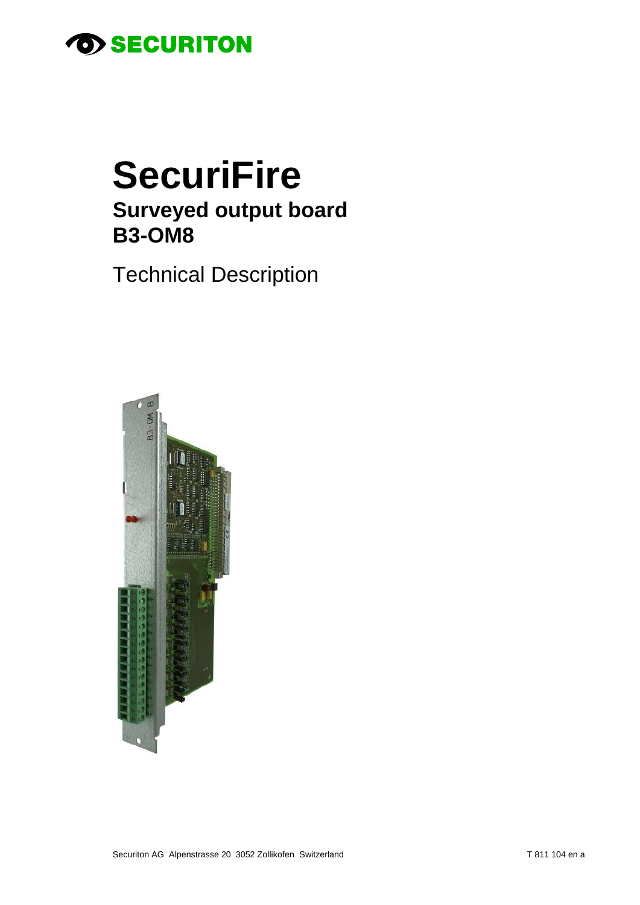SECURITON

# SecuriFire

## Surveyed output board
## B3-OM8

Technical Description

Securiton AG Alpenstrasse 20 3052 Zollikofen Switzerland

T 811 104 en a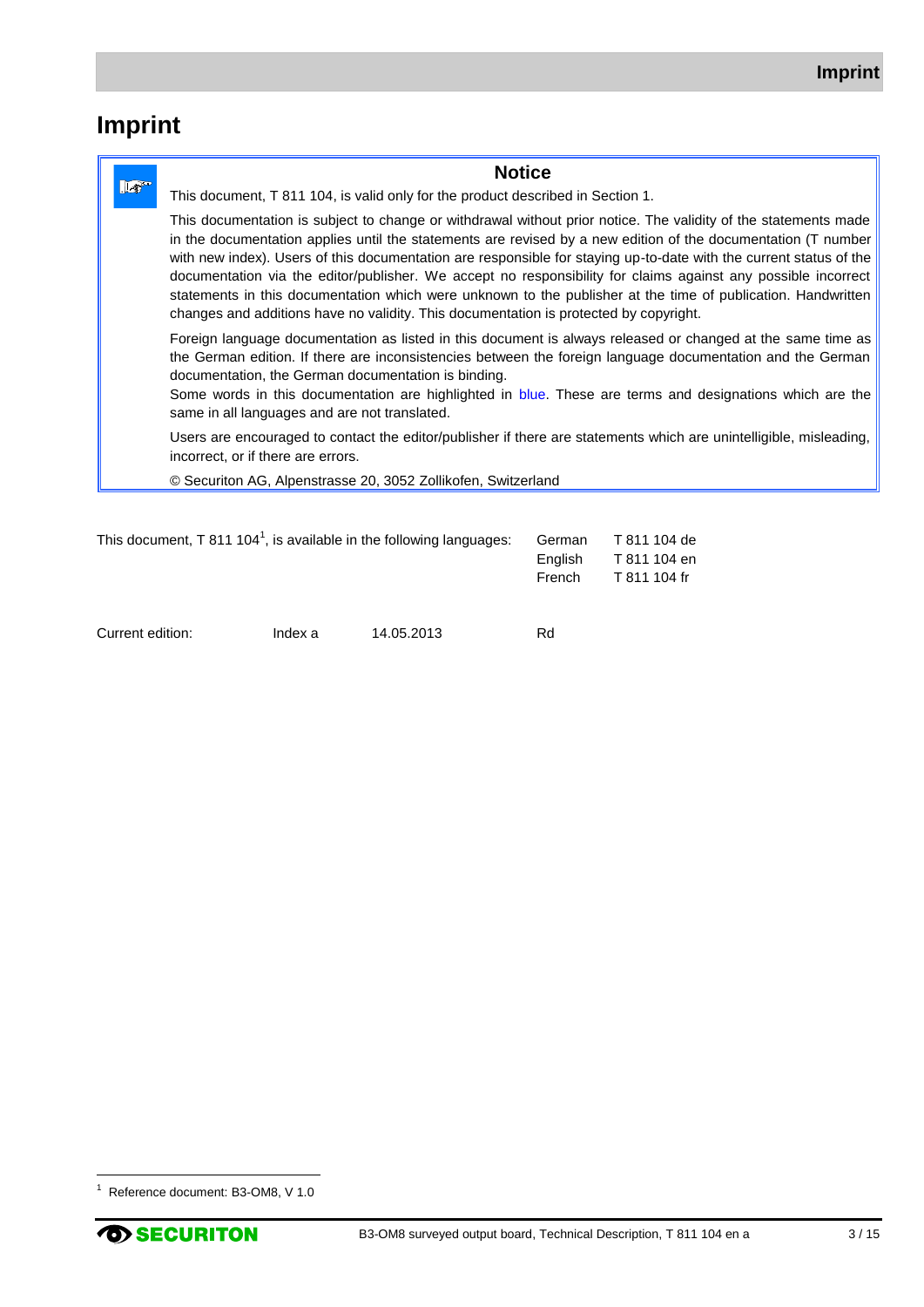# Imprint

**Notice**

This document, T 811 104, is valid only for the product described in Section 1.

This documentation is subject to change or withdrawal without prior notice. The validity of the statements made in the documentation applies until the statements are revised by a new edition of the documentation (T number with new index). Users of this documentation are responsible for staying up-to-date with the current status of the documentation via the editor/publisher. We accept no responsibility for claims against any possible incorrect statements in this documentation which were unknown to the publisher at the time of publication. Handwritten changes and additions have no validity. This documentation is protected by copyright.

Foreign language documentation as listed in this document is always released or changed at the same time as the German edition. If there are inconsistencies between the foreign language documentation and the German documentation, the German documentation is binding.
Some words in this documentation are highlighted in blue. These are terms and designations which are the same in all languages and are not translated.

Users are encouraged to contact the editor/publisher if there are statements which are unintelligible, misleading, incorrect, or if there are errors.

© Securiton AG, Alpenstrasse 20, 3052 Zollikofen, Switzerland

This document, T 811 104[1], is available in the following languages:

| | |
|---|---|
| German | T 811 104 de |
| English | T 811 104 en |
| French | T 811 104 fr |

| Current edition: | Index a | 14.05.2013 | Rd |
|---|---|---|---|

[1] Reference document: B3-OM8, V 1.0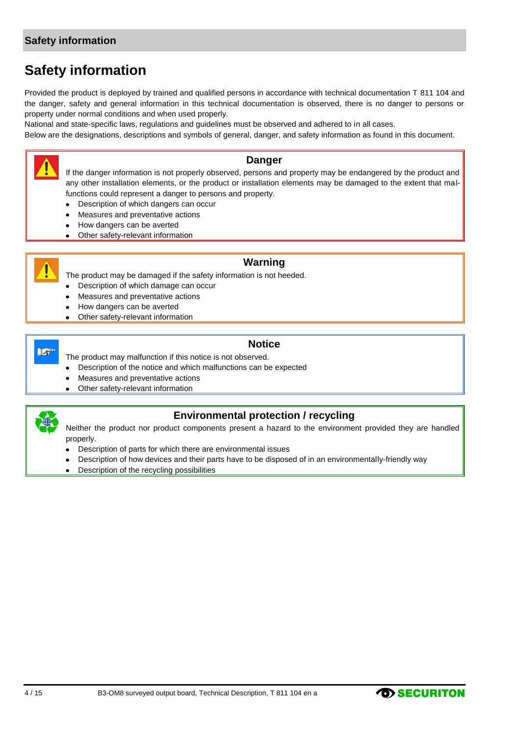# Safety information

Provided the product is deployed by trained and qualified persons in accordance with technical documentation T 811 104 and the danger, safety and general information in this technical documentation is observed, there is no danger to persons or property under normal conditions and when used properly.

National and state-specific laws, regulations and guidelines must be observed and adhered to in all cases.

Below are the designations, descriptions and symbols of general, danger, and safety information as found in this document.

### Danger

If the danger information is not properly observed, persons and property may be endangered by the product and any other installation elements, or the product or installation elements may be damaged to the extent that malfunctions could represent a danger to persons and property.

- Description of which dangers can occur
- Measures and preventative actions
- How dangers can be averted
- Other safety-relevant information

### Warning

The product may be damaged if the safety information is not heeded.

- Description of which damage can occur
- Measures and preventative actions
- How dangers can be averted
- Other safety-relevant information

### Notice

The product may malfunction if this notice is not observed.

- Description of the notice and which malfunctions can be expected
- Measures and preventative actions
- Other safety-relevant information

### Environmental protection / recycling

Neither the product nor product components present a hazard to the environment provided they are handled properly.

- Description of parts for which there are environmental issues
- Description of how devices and their parts have to be disposed of in an environmentally-friendly way
- Description of the recycling possibilities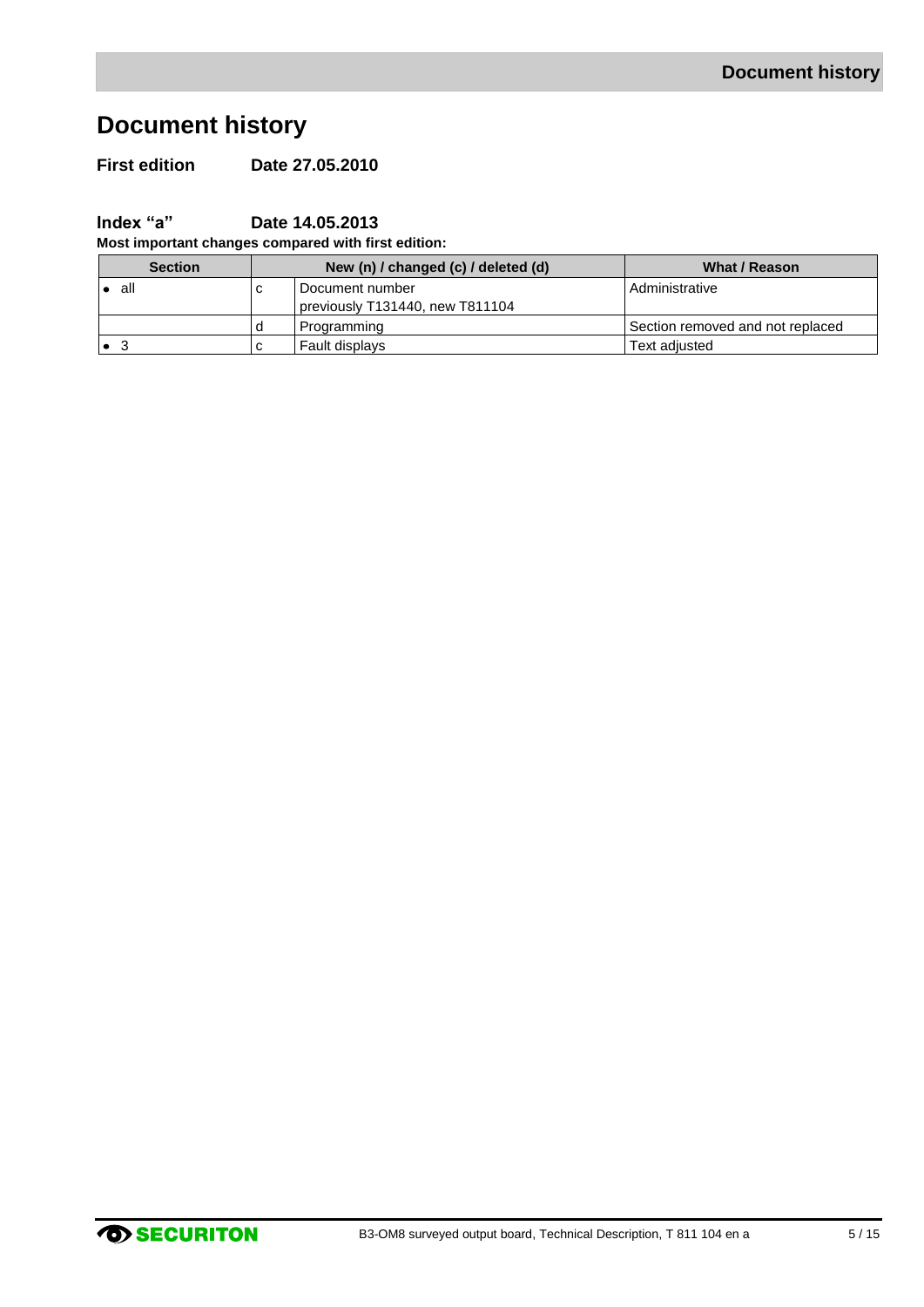# Document history

**First edition** **Date 27.05.2010**

**Index "a"** **Date 14.05.2013**

**Most important changes compared with first edition:**

| Section | New (n) / changed (c) / deleted (d) | | What / Reason |
|---|---|---|---|
| • all | c | Document number<br>previously T131440, new T811104 | Administrative |
| | d | Programming | Section removed and not replaced |
| • 3 | c | Fault displays | Text adjusted |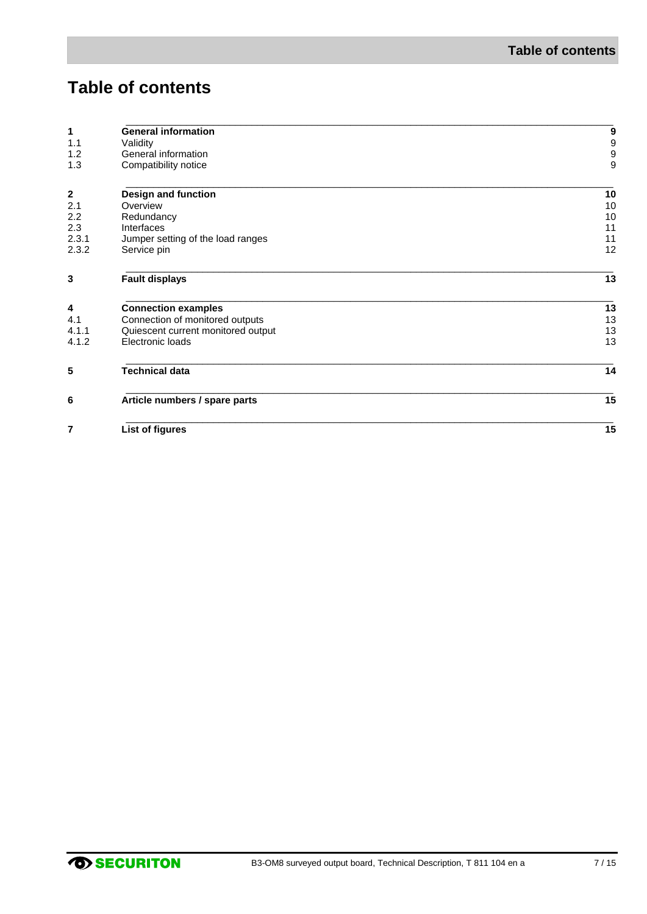# Table of contents

| | | |
|---|---|---|
| **1** | **General information** | **9** |
| 1.1 | Validity | 9 |
| 1.2 | General information | 9 |
| 1.3 | Compatibility notice | 9 |
| **2** | **Design and function** | **10** |
| 2.1 | Overview | 10 |
| 2.2 | Redundancy | 10 |
| 2.3 | Interfaces | 11 |
| 2.3.1 | Jumper setting of the load ranges | 11 |
| 2.3.2 | Service pin | 12 |
| **3** | **Fault displays** | **13** |
| **4** | **Connection examples** | **13** |
| 4.1 | Connection of monitored outputs | 13 |
| 4.1.1 | Quiescent current monitored output | 13 |
| 4.1.2 | Electronic loads | 13 |
| **5** | **Technical data** | **14** |
| **6** | **Article numbers / spare parts** | **15** |
| **7** | **List of figures** | **15** |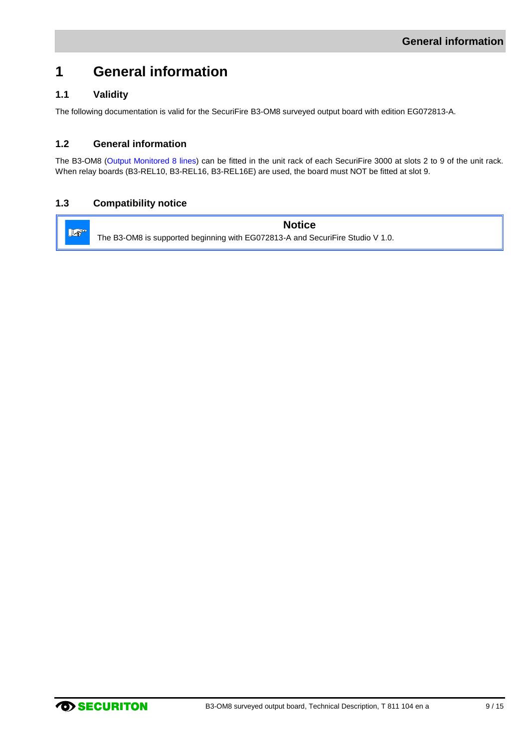# 1 General information

## 1.1 Validity

The following documentation is valid for the SecuriFire B3-OM8 surveyed output board with edition EG072813-A.

## 1.2 General information

The B3-OM8 (Output Monitored 8 lines) can be fitted in the unit rack of each SecuriFire 3000 at slots 2 to 9 of the unit rack. When relay boards (B3-REL10, B3-REL16, B3-REL16E) are used, the board must NOT be fitted at slot 9.

## 1.3 Compatibility notice

**Notice**

The B3-OM8 is supported beginning with EG072813-A and SecuriFire Studio V 1.0.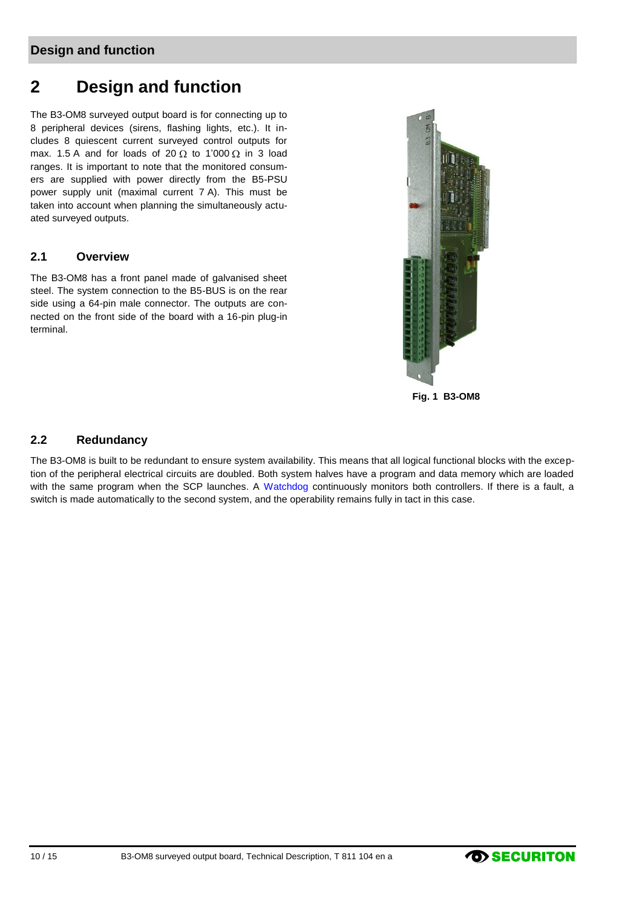# 2 Design and function

The B3-OM8 surveyed output board is for connecting up to 8 peripheral devices (sirens, flashing lights, etc.). It includes 8 quiescent current surveyed control outputs for max. 1.5 A and for loads of 20 Ω to 1'000 Ω in 3 load ranges. It is important to note that the monitored consumers are supplied with power directly from the B5-PSU power supply unit (maximal current 7 A). This must be taken into account when planning the simultaneously actuated surveyed outputs.

## 2.1 Overview

The B3-OM8 has a front panel made of galvanised sheet steel. The system connection to the B5-BUS is on the rear side using a 64-pin male connector. The outputs are connected on the front side of the board with a 16-pin plug-in terminal.

**Fig. 1 B3-OM8**

## 2.2 Redundancy

The B3-OM8 is built to be redundant to ensure system availability. This means that all logical functional blocks with the exception of the peripheral electrical circuits are doubled. Both system halves have a program and data memory which are loaded with the same program when the SCP launches. A Watchdog continuously monitors both controllers. If there is a fault, a switch is made automatically to the second system, and the operability remains fully in tact in this case.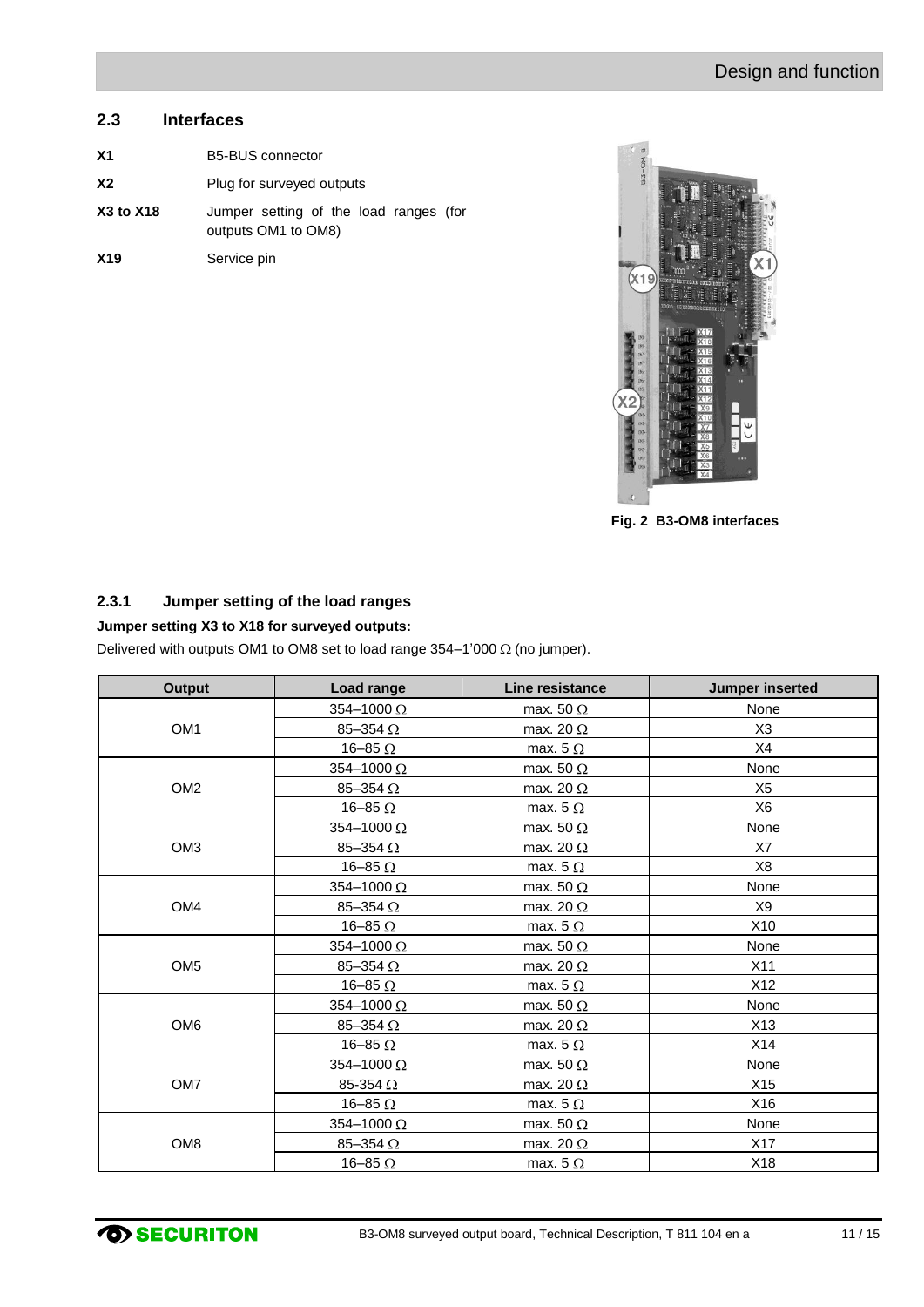## 2.3 Interfaces

**X1** B5-BUS connector

**X2** Plug for surveyed outputs

**X3 to X18** Jumper setting of the load ranges (for outputs OM1 to OM8)

**X19** Service pin

**Fig. 2 B3-OM8 interfaces**

### 2.3.1 Jumper setting of the load ranges

**Jumper setting X3 to X18 for surveyed outputs:**

Delivered with outputs OM1 to OM8 set to load range 354–1'000 Ω (no jumper).

| Output | Load range | Line resistance | Jumper inserted |
|---|---|---|---|
| OM1 | 354–1000 Ω | max. 50 Ω | None |
| | 85–354 Ω | max. 20 Ω | X3 |
| | 16–85 Ω | max. 5 Ω | X4 |
| OM2 | 354–1000 Ω | max. 50 Ω | None |
| | 85–354 Ω | max. 20 Ω | X5 |
| | 16–85 Ω | max. 5 Ω | X6 |
| OM3 | 354–1000 Ω | max. 50 Ω | None |
| | 85–354 Ω | max. 20 Ω | X7 |
| | 16–85 Ω | max. 5 Ω | X8 |
| OM4 | 354–1000 Ω | max. 50 Ω | None |
| | 85–354 Ω | max. 20 Ω | X9 |
| | 16–85 Ω | max. 5 Ω | X10 |
| OM5 | 354–1000 Ω | max. 50 Ω | None |
| | 85–354 Ω | max. 20 Ω | X11 |
| | 16–85 Ω | max. 5 Ω | X12 |
| OM6 | 354–1000 Ω | max. 50 Ω | None |
| | 85–354 Ω | max. 20 Ω | X13 |
| | 16–85 Ω | max. 5 Ω | X14 |
| OM7 | 354–1000 Ω | max. 50 Ω | None |
| | 85-354 Ω | max. 20 Ω | X15 |
| | 16–85 Ω | max. 5 Ω | X16 |
| OM8 | 354–1000 Ω | max. 50 Ω | None |
| | 85–354 Ω | max. 20 Ω | X17 |
| | 16–85 Ω | max. 5 Ω | X18 |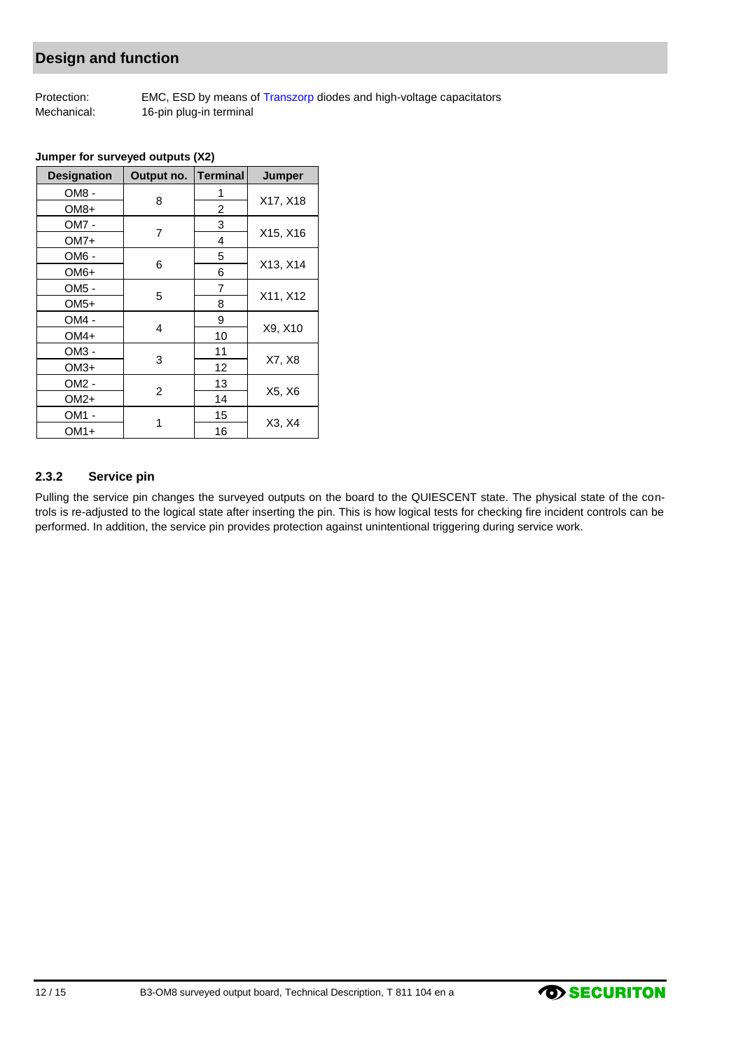## Design and function

Protection: EMC, ESD by means of Transzorp diodes and high-voltage capacitors
Mechanical: 16-pin plug-in terminal

**Jumper for surveyed outputs (X2)**

| Designation | Output no. | Terminal | Jumper |
|---|---|---|---|
| OM8 - | 8 | 1 | X17, X18 |
| OM8+ | | 2 | |
| OM7 - | 7 | 3 | X15, X16 |
| OM7+ | | 4 | |
| OM6 - | 6 | 5 | X13, X14 |
| OM6+ | | 6 | |
| OM5 - | 5 | 7 | X11, X12 |
| OM5+ | | 8 | |
| OM4 - | 4 | 9 | X9, X10 |
| OM4+ | | 10 | |
| OM3 - | 3 | 11 | X7, X8 |
| OM3+ | | 12 | |
| OM2 - | 2 | 13 | X5, X6 |
| OM2+ | | 14 | |
| OM1 - | 1 | 15 | X3, X4 |
| OM1+ | | 16 | |

### 2.3.2 Service pin

Pulling the service pin changes the surveyed outputs on the board to the QUIESCENT state. The physical state of the controls is re-adjusted to the logical state after inserting the pin. This is how logical tests for checking fire incident controls can be performed. In addition, the service pin provides protection against unintentional triggering during service work.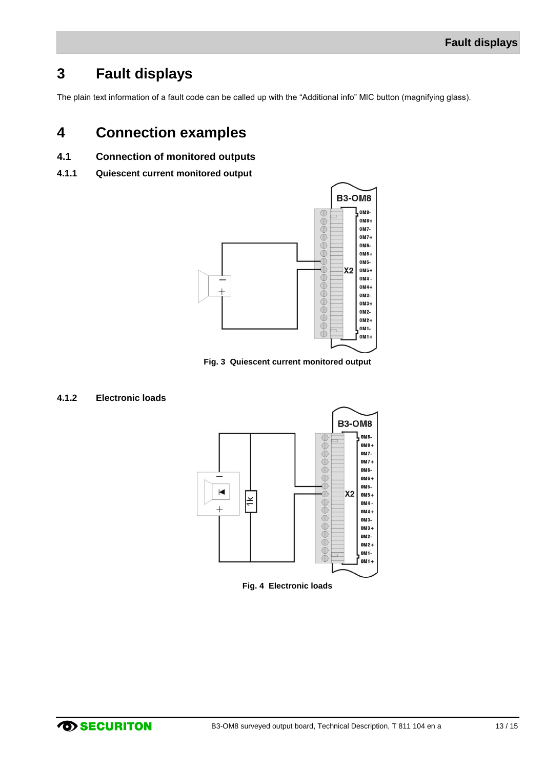# 3 Fault displays

The plain text information of a fault code can be called up with the “Additional info” MIC button (magnifying glass).

# 4 Connection examples

## 4.1 Connection of monitored outputs

### 4.1.1 Quiescent current monitored output

Fig. 3 Quiescent current monitored output

### 4.1.2 Electronic loads

Fig. 4 Electronic loads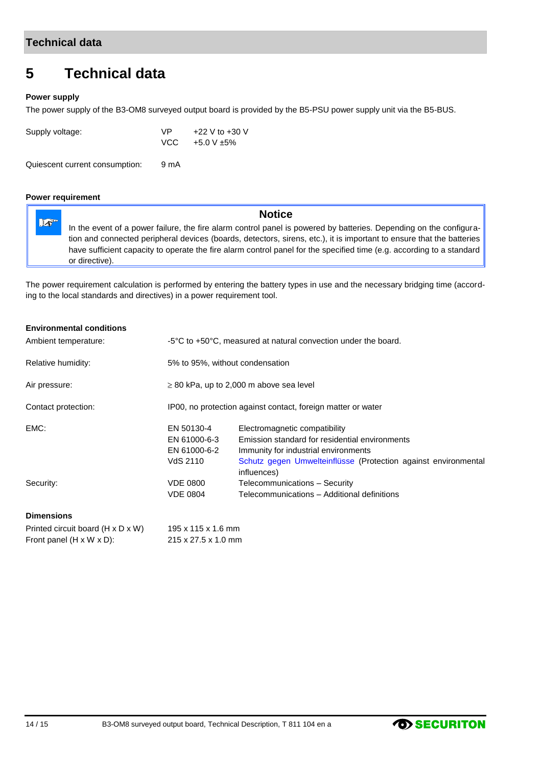# 5 Technical data

**Power supply**

The power supply of the B3-OM8 surveyed output board is provided by the B5-PSU power supply unit via the B5-BUS.

| | | |
|---|---|---|
| Supply voltage: | VP | +22 V to +30 V |
| | VCC | +5.0 V ±5% |
| Quiescent current consumption: | 9 mA | |

**Power requirement**

> **Notice**
>
> In the event of a power failure, the fire alarm control panel is powered by batteries. Depending on the configuration and connected peripheral devices (boards, detectors, sirens, etc.), it is important to ensure that the batteries have sufficient capacity to operate the fire alarm control panel for the specified time (e.g. according to a standard or directive).

The power requirement calculation is performed by entering the battery types in use and the necessary bridging time (according to the local standards and directives) in a power requirement tool.

**Environmental conditions**

| | | |
|---|---|---|
| Ambient temperature: | -5°C to +50°C, measured at natural convection under the board. | |
| Relative humidity: | 5% to 95%, without condensation | |
| Air pressure: | ≥ 80 kPa, up to 2,000 m above sea level | |
| Contact protection: | IP00, no protection against contact, foreign matter or water | |
| EMC: | EN 50130-4 | Electromagnetic compatibility |
| | EN 61000-6-3 | Emission standard for residential environments |
| | EN 61000-6-2 | Immunity for industrial environments |
| | VdS 2110 | Schutz gegen Umwelteinflüsse (Protection against environmental influences) |
| Security: | VDE 0800 | Telecommunications – Security |
| | VDE 0804 | Telecommunications – Additional definitions |

**Dimensions**

| | |
|---|---|
| Printed circuit board (H x D x W) | 195 x 115 x 1.6 mm |
| Front panel (H x W x D): | 215 x 27.5 x 1.0 mm |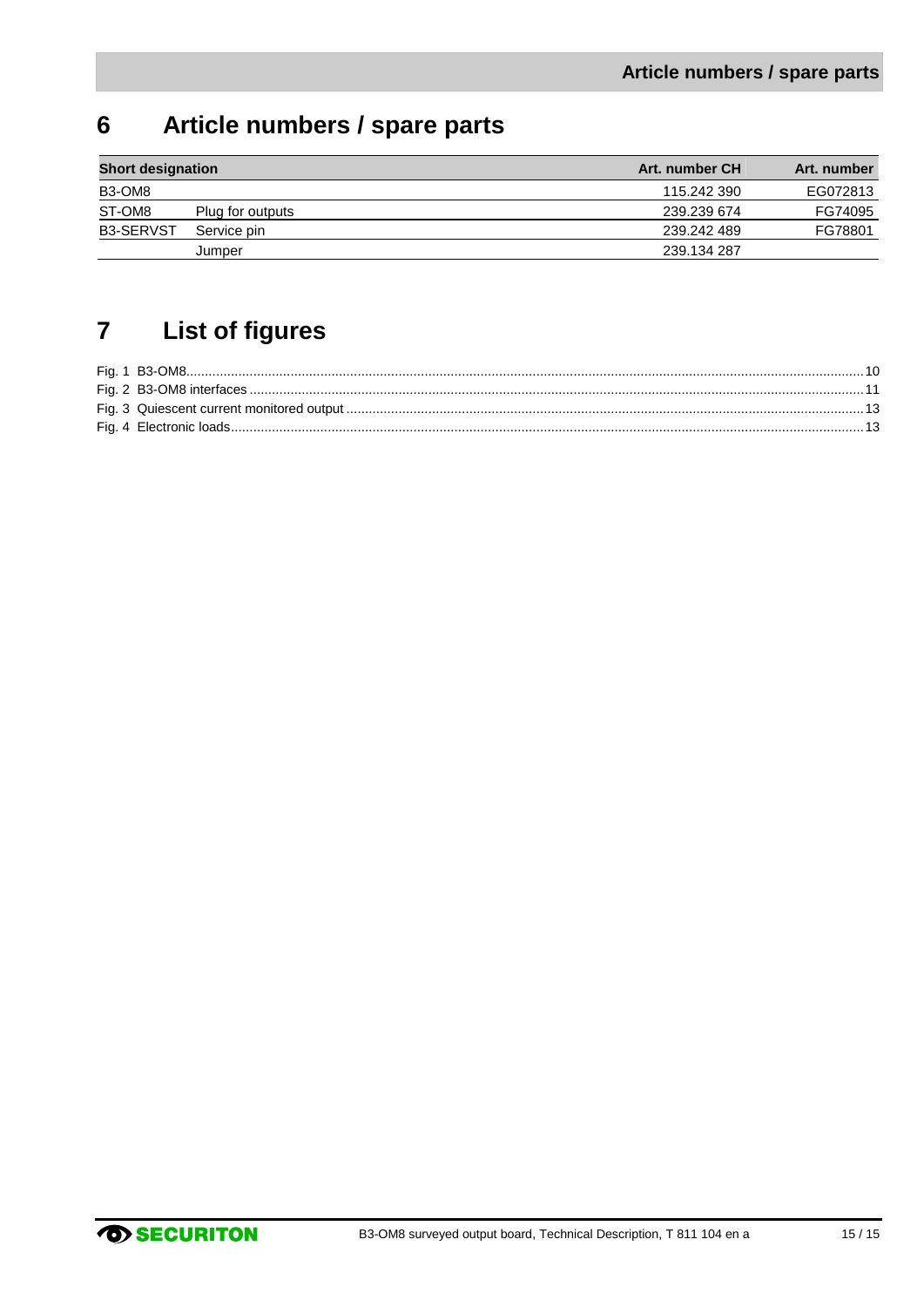# 6 Article numbers / spare parts

| Short designation | | Art. number CH | Art. number |
|---|---|---|---|
| B3-OM8 | | 115.242 390 | EG072813 |
| ST-OM8 | Plug for outputs | 239.239 674 | FG74095 |
| B3-SERVST | Service pin | 239.242 489 | FG78801 |
| | Jumper | 239.134 287 | |

# 7 List of figures

Fig. 1 B3-OM8 ........................................................................ 10
Fig. 2 B3-OM8 interfaces ........................................................................ 11
Fig. 3 Quiescent current monitored output ........................................................................ 13
Fig. 4 Electronic loads ........................................................................ 13